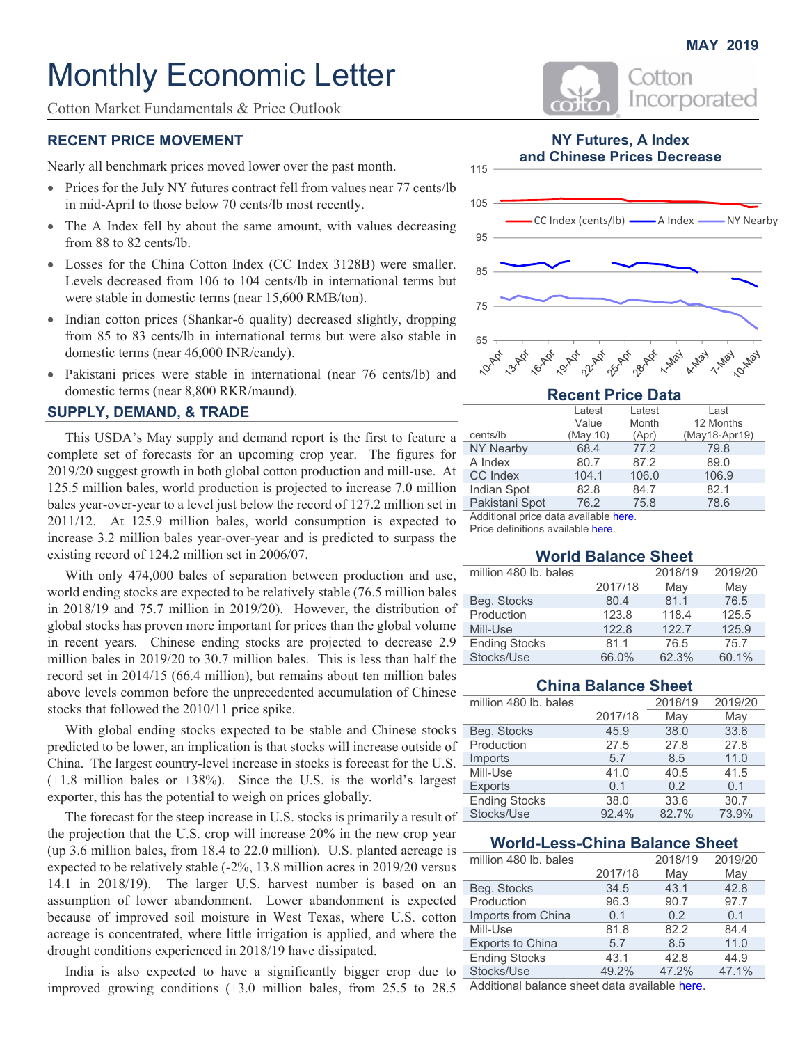MAY 2019

# Monthly Economic Letter

Cotton Market Fundamentals & Price Outlook

## RECENT PRICE MOVEMENT

Nearly all benchmark prices moved lower over the past month.

- Prices for the July NY futures contract fell from values near 77 cents/lb in mid-April to those below 70 cents/lb most recently.
- The A Index fell by about the same amount, with values decreasing from 88 to 82 cents/lb.
- Losses for the China Cotton Index (CC Index 3128B) were smaller. Levels decreased from 106 to 104 cents/lb in international terms but were stable in domestic terms (near 15,600 RMB/ton).
- Indian cotton prices (Shankar-6 quality) decreased slightly, dropping from 85 to 83 cents/lb in international terms but were also stable in domestic terms (near 46,000 INR/candy).
- Pakistani prices were stable in international (near 76 cents/lb) and domestic terms (near 8,800 RKR/maund).

## SUPPLY, DEMAND, & TRADE

This USDA's May supply and demand report is the first to feature a complete set of forecasts for an upcoming crop year. The figures for 2019/20 suggest growth in both global cotton production and mill-use. At 125.5 million bales, world production is projected to increase 7.0 million bales year-over-year to a level just below the record of 127.2 million set in 2011/12. At 125.9 million bales, world consumption is expected to increase 3.2 million bales year-over-year and is predicted to surpass the existing record of 124.2 million set in 2006/07.

With only 474,000 bales of separation between production and use, world ending stocks are expected to be relatively stable (76.5 million bales in 2018/19 and 75.7 million in 2019/20). However, the distribution of global stocks has proven more important for prices than the global volume in recent years. Chinese ending stocks are projected to decrease 2.9 million bales in 2019/20 to 30.7 million bales. This is less than half the record set in 2014/15 (66.4 million), but remains about ten million bales above levels common before the unprecedented accumulation of Chinese stocks that followed the 2010/11 price spike.

With global ending stocks expected to be stable and Chinese stocks predicted to be lower, an implication is that stocks will increase outside of China. The largest country-level increase in stocks is forecast for the U.S. (+1.8 million bales or +38%). Since the U.S. is the world's largest exporter, this has the potential to weigh on prices globally.

The forecast for the steep increase in U.S. stocks is primarily a result of the projection that the U.S. crop will increase 20% in the new crop year (up 3.6 million bales, from 18.4 to 22.0 million). U.S. planted acreage is expected to be relatively stable (-2%, 13.8 million acres in 2019/20 versus 14.1 in 2018/19). The larger U.S. harvest number is based on an assumption of lower abandonment. Lower abandonment is expected because of improved soil moisture in West Texas, where U.S. cotton acreage is concentrated, where little irrigation is applied, and where the drought conditions experienced in 2018/19 have dissipated.

India is also expected to have a significantly bigger crop due to improved growing conditions (+3.0 million bales, from 25.5 to 28.5

### NY Futures, A Index and Chinese Prices Decrease

### Recent Price Data

| cents/lb | Latest Value (May 10) | Latest Month (Apr) | Last 12 Months (May18-Apr19) |
|---|---|---|---|
| NY Nearby | 68.4 | 77.2 | 79.8 |
| A Index | 80.7 | 87.2 | 89.0 |
| CC Index | 104.1 | 106.0 | 106.9 |
| Indian Spot | 82.8 | 84.7 | 82.1 |
| Pakistani Spot | 76.2 | 75.8 | 78.6 |

Additional price data available here.
Price definitions available here.

### World Balance Sheet

| million 480 lb. bales | 2017/18 | 2018/19 May | 2019/20 May |
|---|---|---|---|
| Beg. Stocks | 80.4 | 81.1 | 76.5 |
| Production | 123.8 | 118.4 | 125.5 |
| Mill-Use | 122.8 | 122.7 | 125.9 |
| Ending Stocks | 81.1 | 76.5 | 75.7 |
| Stocks/Use | 66.0% | 62.3% | 60.1% |

### China Balance Sheet

| million 480 lb. bales | 2017/18 | 2018/19 May | 2019/20 May |
|---|---|---|---|
| Beg. Stocks | 45.9 | 38.0 | 33.6 |
| Production | 27.5 | 27.8 | 27.8 |
| Imports | 5.7 | 8.5 | 11.0 |
| Mill-Use | 41.0 | 40.5 | 41.5 |
| Exports | 0.1 | 0.2 | 0.1 |
| Ending Stocks | 38.0 | 33.6 | 30.7 |
| Stocks/Use | 92.4% | 82.7% | 73.9% |

### World-Less-China Balance Sheet

| million 480 lb. bales | 2017/18 | 2018/19 May | 2019/20 May |
|---|---|---|---|
| Beg. Stocks | 34.5 | 43.1 | 42.8 |
| Production | 96.3 | 90.7 | 97.7 |
| Imports from China | 0.1 | 0.2 | 0.1 |
| Mill-Use | 81.8 | 82.2 | 84.4 |
| Exports to China | 5.7 | 8.5 | 11.0 |
| Ending Stocks | 43.1 | 42.8 | 44.9 |
| Stocks/Use | 49.2% | 47.2% | 47.1% |

Additional balance sheet data available here.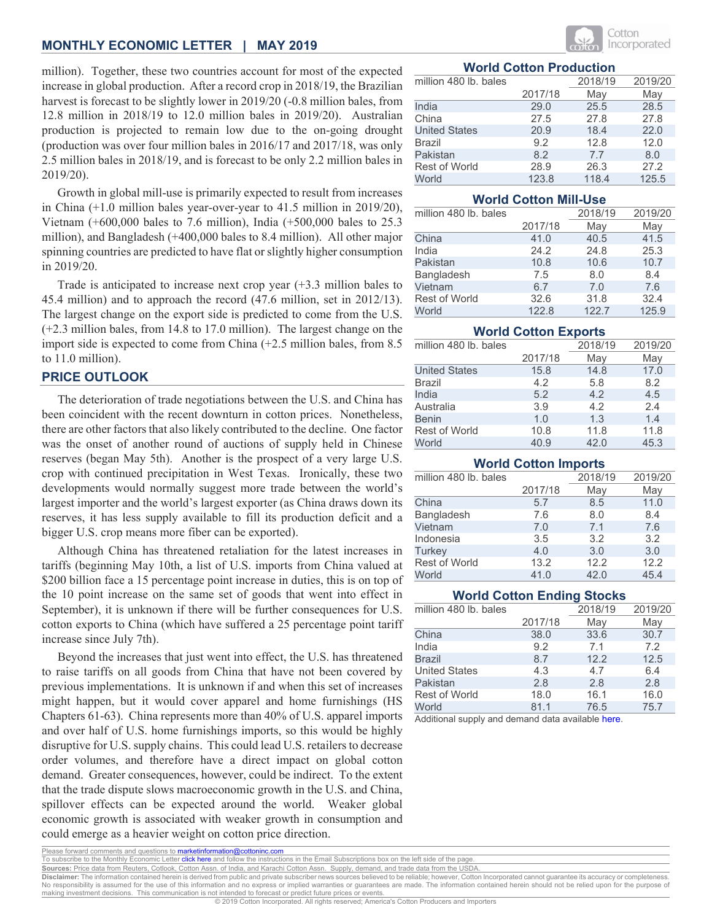million). Together, these two countries account for most of the expected increase in global production. After a record crop in 2018/19, the Brazilian harvest is forecast to be slightly lower in 2019/20 (-0.8 million bales, from 12.8 million in 2018/19 to 12.0 million bales in 2019/20). Australian production is projected to remain low due to the on-going drought (production was over four million bales in 2016/17 and 2017/18, was only 2.5 million bales in 2018/19, and is forecast to be only 2.2 million bales in 2019/20).

Growth in global mill-use is primarily expected to result from increases in China (+1.0 million bales year-over-year to 41.5 million in 2019/20), Vietnam (+600,000 bales to 7.6 million), India (+500,000 bales to 25.3 million), and Bangladesh (+400,000 bales to 8.4 million). All other major spinning countries are predicted to have flat or slightly higher consumption in 2019/20.

Trade is anticipated to increase next crop year (+3.3 million bales to 45.4 million) and to approach the record (47.6 million, set in 2012/13). The largest change on the export side is predicted to come from the U.S. (+2.3 million bales, from 14.8 to 17.0 million). The largest change on the import side is expected to come from China (+2.5 million bales, from 8.5 to 11.0 million).

## PRICE OUTLOOK

The deterioration of trade negotiations between the U.S. and China has been coincident with the recent downturn in cotton prices. Nonetheless, there are other factors that also likely contributed to the decline. One factor was the onset of another round of auctions of supply held in Chinese reserves (began May 5th). Another is the prospect of a very large U.S. crop with continued precipitation in West Texas. Ironically, these two developments would normally suggest more trade between the world's largest importer and the world's largest exporter (as China draws down its reserves, it has less supply available to fill its production deficit and a bigger U.S. crop means more fiber can be exported).

Although China has threatened retaliation for the latest increases in tariffs (beginning May 10th, a list of U.S. imports from China valued at $200 billion face a 15 percentage point increase in duties, this is on top of the 10 point increase on the same set of goods that went into effect in September), it is unknown if there will be further consequences for U.S. cotton exports to China (which have suffered a 25 percentage point tariff increase since July 7th).

Beyond the increases that just went into effect, the U.S. has threatened to raise tariffs on all goods from China that have not been covered by previous implementations. It is unknown if and when this set of increases might happen, but it would cover apparel and home furnishings (HS Chapters 61-63). China represents more than 40% of U.S. apparel imports and over half of U.S. home furnishings imports, so this would be highly disruptive for U.S. supply chains. This could lead U.S. retailers to decrease order volumes, and therefore have a direct impact on global cotton demand. Greater consequences, however, could be indirect. To the extent that the trade dispute slows macroeconomic growth in the U.S. and China, spillover effects can be expected around the world. Weaker global economic growth is associated with weaker growth in consumption and could emerge as a heavier weight on cotton price direction.

### World Cotton Production

| million 480 lb. bales | 2017/18 | 2018/19 May | 2019/20 May |
|---|---|---|---|
| India | 29.0 | 25.5 | 28.5 |
| China | 27.5 | 27.8 | 27.8 |
| United States | 20.9 | 18.4 | 22.0 |
| Brazil | 9.2 | 12.8 | 12.0 |
| Pakistan | 8.2 | 7.7 | 8.0 |
| Rest of World | 28.9 | 26.3 | 27.2 |
| World | 123.8 | 118.4 | 125.5 |

### World Cotton Mill-Use

| million 480 lb. bales | 2017/18 | 2018/19 May | 2019/20 May |
|---|---|---|---|
| China | 41.0 | 40.5 | 41.5 |
| India | 24.2 | 24.8 | 25.3 |
| Pakistan | 10.8 | 10.6 | 10.7 |
| Bangladesh | 7.5 | 8.0 | 8.4 |
| Vietnam | 6.7 | 7.0 | 7.6 |
| Rest of World | 32.6 | 31.8 | 32.4 |
| World | 122.8 | 122.7 | 125.9 |

### World Cotton Exports

| million 480 lb. bales | 2017/18 | 2018/19 May | 2019/20 May |
|---|---|---|---|
| United States | 15.8 | 14.8 | 17.0 |
| Brazil | 4.2 | 5.8 | 8.2 |
| India | 5.2 | 4.2 | 4.5 |
| Australia | 3.9 | 4.2 | 2.4 |
| Benin | 1.0 | 1.3 | 1.4 |
| Rest of World | 10.8 | 11.8 | 11.8 |
| World | 40.9 | 42.0 | 45.3 |

### World Cotton Imports

| million 480 lb. bales | 2017/18 | 2018/19 May | 2019/20 May |
|---|---|---|---|
| China | 5.7 | 8.5 | 11.0 |
| Bangladesh | 7.6 | 8.0 | 8.4 |
| Vietnam | 7.0 | 7.1 | 7.6 |
| Indonesia | 3.5 | 3.2 | 3.2 |
| Turkey | 4.0 | 3.0 | 3.0 |
| Rest of World | 13.2 | 12.2 | 12.2 |
| World | 41.0 | 42.0 | 45.4 |

### World Cotton Ending Stocks

| million 480 lb. bales | 2017/18 | 2018/19 May | 2019/20 May |
|---|---|---|---|
| China | 38.0 | 33.6 | 30.7 |
| India | 9.2 | 7.1 | 7.2 |
| Brazil | 8.7 | 12.2 | 12.5 |
| United States | 4.3 | 4.7 | 6.4 |
| Pakistan | 2.8 | 2.8 | 2.8 |
| Rest of World | 18.0 | 16.1 | 16.0 |
| World | 81.1 | 76.5 | 75.7 |

Additional supply and demand data available here.

Please forward comments and questions to marketinformation@cottoninc.com
To subscribe to the Monthly Economic Letter click here and follow the instructions in the Email Subscriptions box on the left side of the page.
**Sources:** Price data from Reuters, Cotlook, Cotton Assn. of India, and Karachi Cotton Assn. Supply, demand, and trade data from the USDA.
**Disclaimer:** The information contained herein is derived from public and private subscriber news sources believed to be reliable; however, Cotton Incorporated cannot guarantee its accuracy or completeness. No responsibility is assumed for the use of this information and no express or implied warranties or guarantees are made. The information contained herein should not be relied upon for the purpose of making investment decisions. This communication is not intended to forecast or predict future prices or events.
© 2019 Cotton Incorporated. All rights reserved; America's Cotton Producers and Importers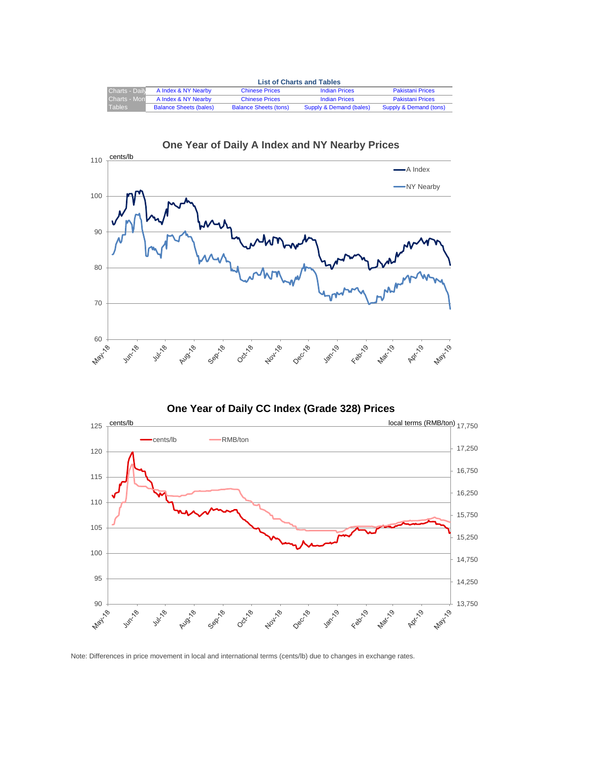**List of Charts and Tables**

| | | | | |
|---|---|---|---|---|
| Charts - Daily | A Index & NY Nearby | Chinese Prices | Indian Prices | Pakistani Prices |
| Charts - Mon | A Index & NY Nearby | Chinese Prices | Indian Prices | Pakistani Prices |
| Tables | Balance Sheets (bales) | Balance Sheets (tons) | Supply & Demand (bales) | Supply & Demand (tons) |

## One Year of Daily A Index and NY Nearby Prices

cents/lb

A Index

NY Nearby

110, 100, 90, 80, 70, 60

May-18, Jun-18, Jul-18, Aug-18, Sep-18, Oct-18, Nov-18, Dec-18, Jan-19, Feb-19, Mar-19, Apr-19, May-19

## One Year of Daily CC Index (Grade 328) Prices

cents/lb

local terms (RMB/ton)

cents/lb

RMB/ton

125, 120, 115, 110, 105, 100, 95, 90

17,750, 17,250, 16,750, 16,250, 15,750, 15,250, 14,750, 14,250, 13,750

May-18, Jun-18, Jul-18, Aug-18, Sep-18, Oct-18, Nov-18, Dec-18, Jan-19, Feb-19, Mar-19, Apr-19, May-19

Note: Differences in price movement in local and international terms (cents/lb) due to changes in exchange rates.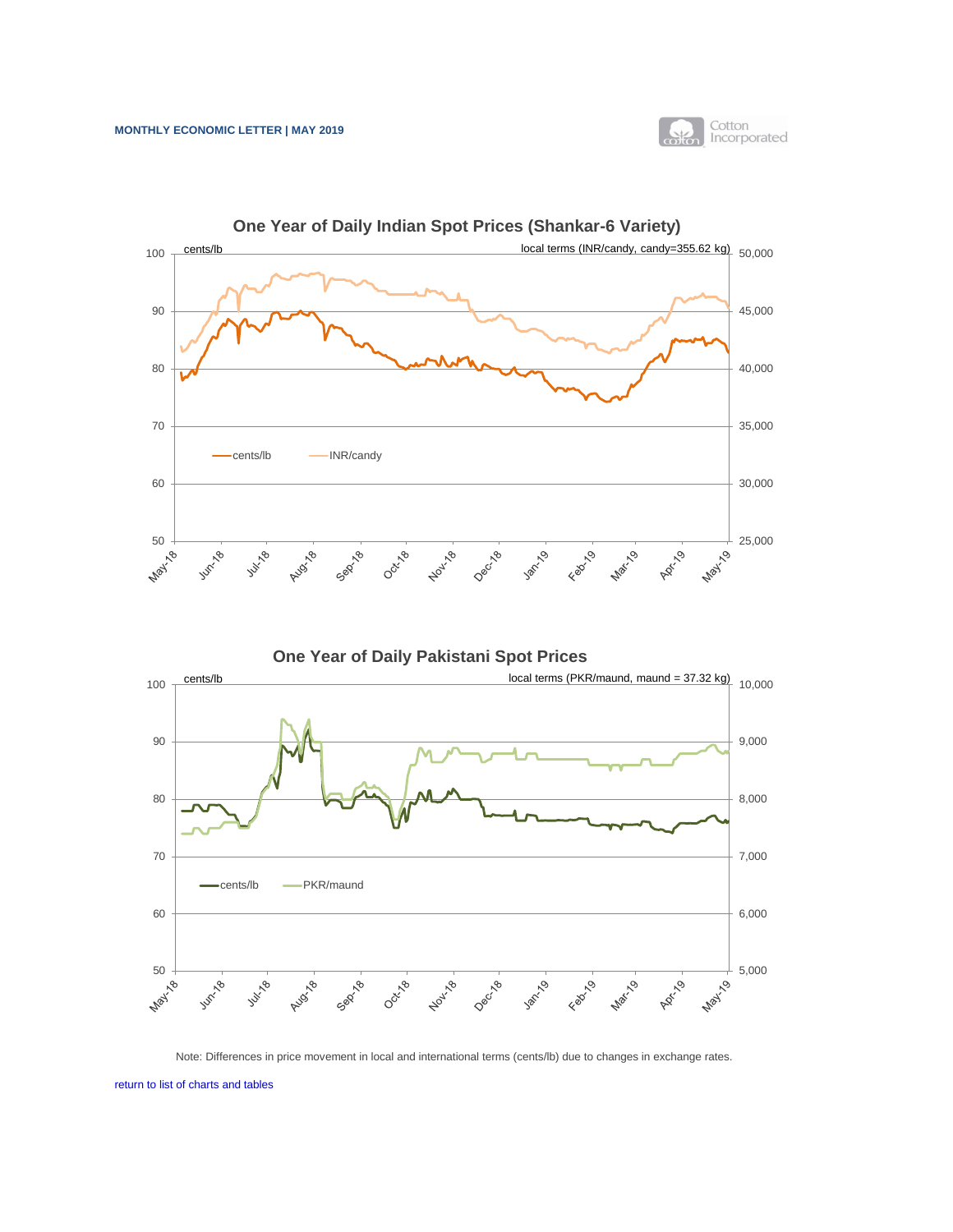## One Year of Daily Indian Spot Prices (Shankar-6 Variety)

cents/lb | local terms (INR/candy, candy=355.62 kg)

Legend: cents/lb, INR/candy

## One Year of Daily Pakistani Spot Prices

cents/lb | local terms (PKR/maund, maund = 37.32 kg)

Legend: cents/lb, PKR/maund

Note: Differences in price movement in local and international terms (cents/lb) due to changes in exchange rates.

return to list of charts and tables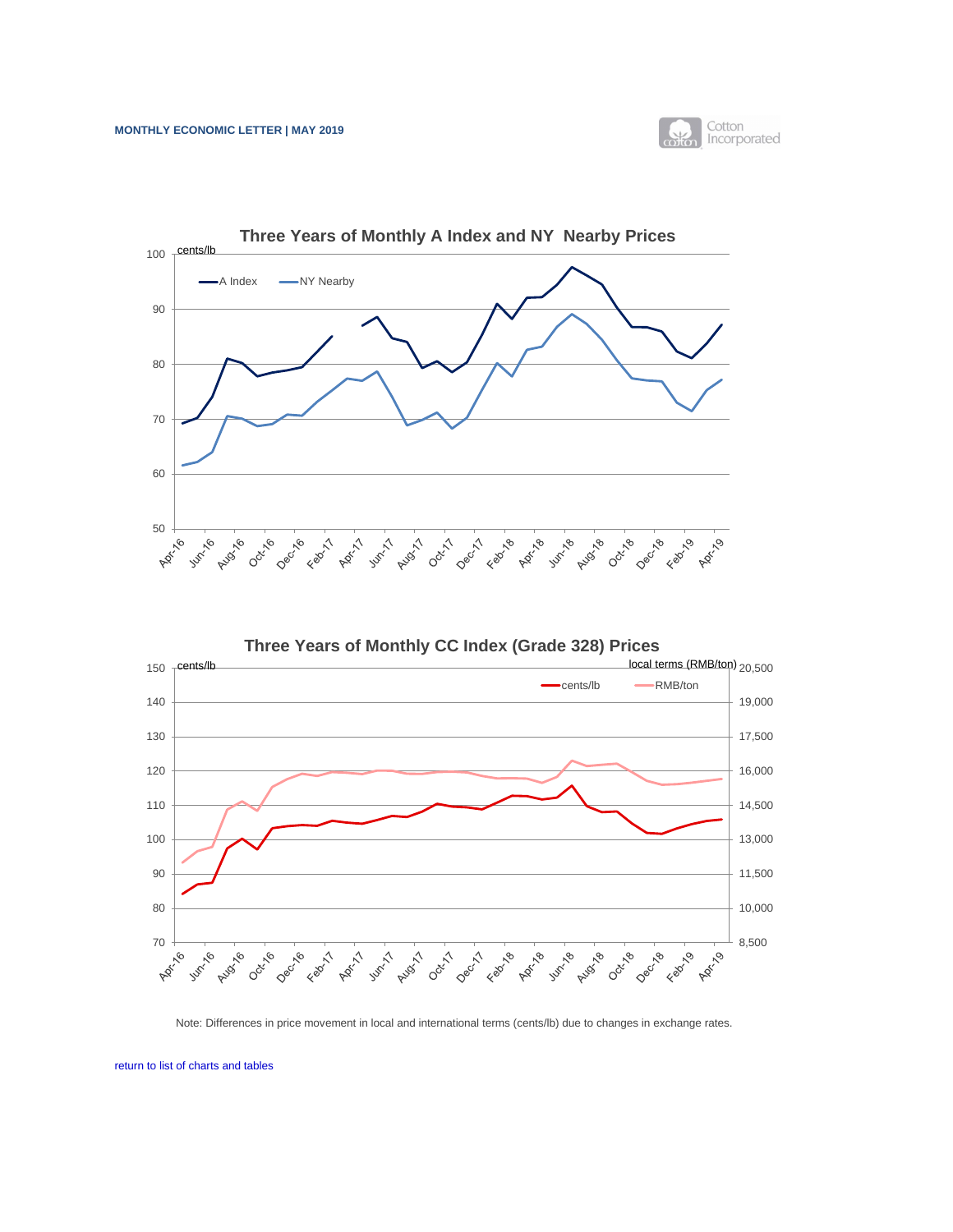## Three Years of Monthly A Index and NY Nearby Prices

## Three Years of Monthly CC Index (Grade 328) Prices

Note: Differences in price movement in local and international terms (cents/lb) due to changes in exchange rates.

return to list of charts and tables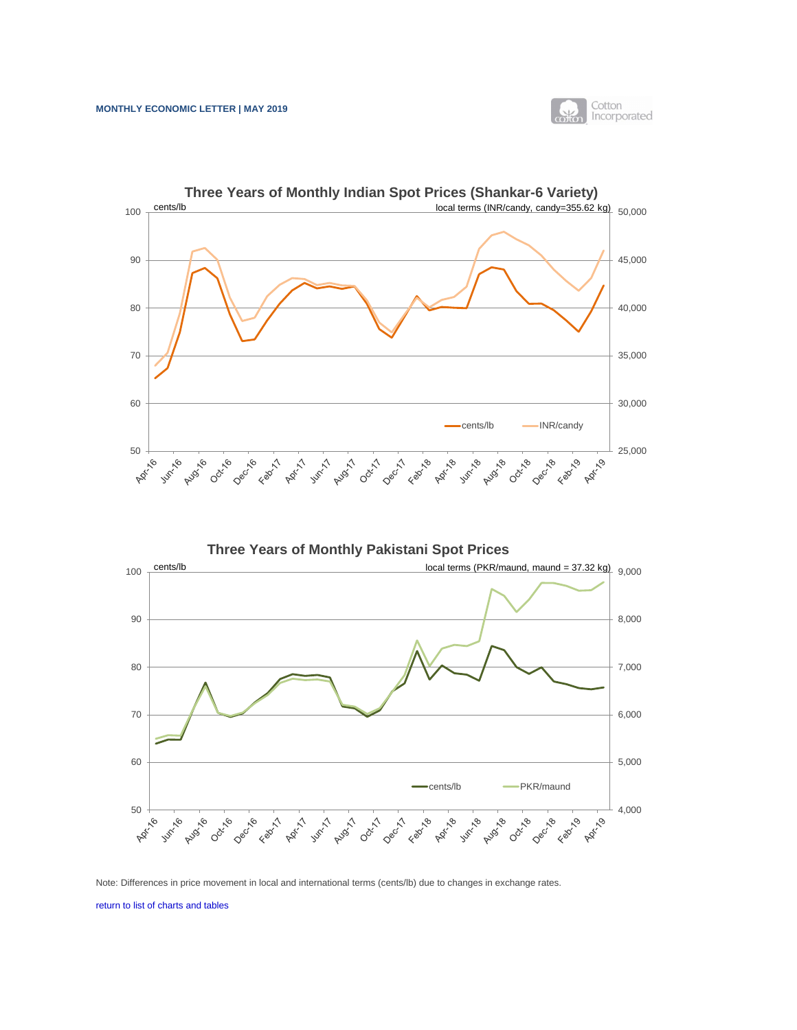## Three Years of Monthly Indian Spot Prices (Shankar-6 Variety)

cents/lb — local terms (INR/candy, candy=355.62 kg)

Legend: cents/lb, INR/candy

## Three Years of Monthly Pakistani Spot Prices

cents/lb — local terms (PKR/maund, maund = 37.32 kg)

Legend: cents/lb, PKR/maund

Note: Differences in price movement in local and international terms (cents/lb) due to changes in exchange rates.

return to list of charts and tables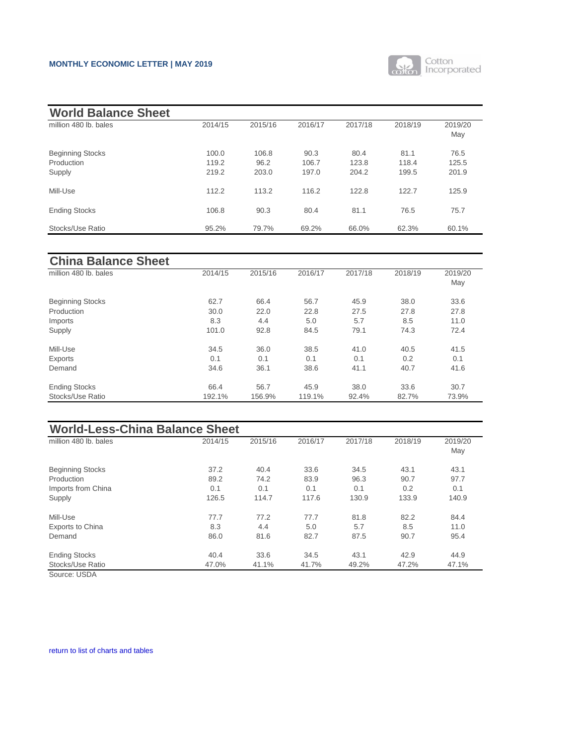## World Balance Sheet

| million 480 lb. bales | 2014/15 | 2015/16 | 2016/17 | 2017/18 | 2018/19 | 2019/20 May |
|---|---|---|---|---|---|---|
| Beginning Stocks | 100.0 | 106.8 | 90.3 | 80.4 | 81.1 | 76.5 |
| Production | 119.2 | 96.2 | 106.7 | 123.8 | 118.4 | 125.5 |
| Supply | 219.2 | 203.0 | 197.0 | 204.2 | 199.5 | 201.9 |
| Mill-Use | 112.2 | 113.2 | 116.2 | 122.8 | 122.7 | 125.9 |
| Ending Stocks | 106.8 | 90.3 | 80.4 | 81.1 | 76.5 | 75.7 |
| Stocks/Use Ratio | 95.2% | 79.7% | 69.2% | 66.0% | 62.3% | 60.1% |

## China Balance Sheet

| million 480 lb. bales | 2014/15 | 2015/16 | 2016/17 | 2017/18 | 2018/19 | 2019/20 May |
|---|---|---|---|---|---|---|
| Beginning Stocks | 62.7 | 66.4 | 56.7 | 45.9 | 38.0 | 33.6 |
| Production | 30.0 | 22.0 | 22.8 | 27.5 | 27.8 | 27.8 |
| Imports | 8.3 | 4.4 | 5.0 | 5.7 | 8.5 | 11.0 |
| Supply | 101.0 | 92.8 | 84.5 | 79.1 | 74.3 | 72.4 |
| Mill-Use | 34.5 | 36.0 | 38.5 | 41.0 | 40.5 | 41.5 |
| Exports | 0.1 | 0.1 | 0.1 | 0.1 | 0.2 | 0.1 |
| Demand | 34.6 | 36.1 | 38.6 | 41.1 | 40.7 | 41.6 |
| Ending Stocks | 66.4 | 56.7 | 45.9 | 38.0 | 33.6 | 30.7 |
| Stocks/Use Ratio | 192.1% | 156.9% | 119.1% | 92.4% | 82.7% | 73.9% |

## World-Less-China Balance Sheet

| million 480 lb. bales | 2014/15 | 2015/16 | 2016/17 | 2017/18 | 2018/19 | 2019/20 May |
|---|---|---|---|---|---|---|
| Beginning Stocks | 37.2 | 40.4 | 33.6 | 34.5 | 43.1 | 43.1 |
| Production | 89.2 | 74.2 | 83.9 | 96.3 | 90.7 | 97.7 |
| Imports from China | 0.1 | 0.1 | 0.1 | 0.1 | 0.2 | 0.1 |
| Supply | 126.5 | 114.7 | 117.6 | 130.9 | 133.9 | 140.9 |
| Mill-Use | 77.7 | 77.2 | 77.7 | 81.8 | 82.2 | 84.4 |
| Exports to China | 8.3 | 4.4 | 5.0 | 5.7 | 8.5 | 11.0 |
| Demand | 86.0 | 81.6 | 82.7 | 87.5 | 90.7 | 95.4 |
| Ending Stocks | 40.4 | 33.6 | 34.5 | 43.1 | 42.9 | 44.9 |
| Stocks/Use Ratio | 47.0% | 41.1% | 41.7% | 49.2% | 47.2% | 47.1% |

Source: USDA

return to list of charts and tables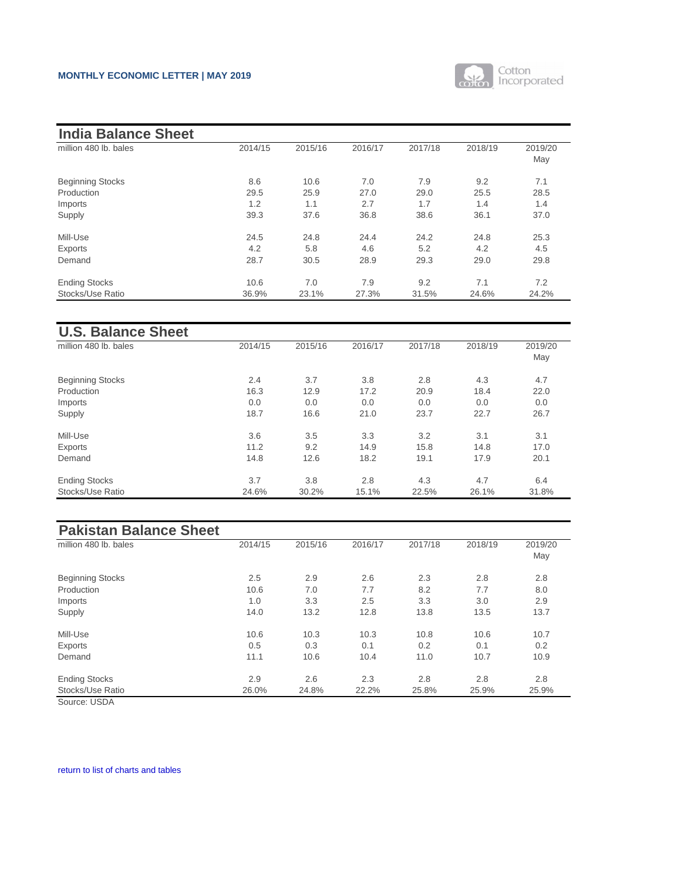## India Balance Sheet

| million 480 lb. bales | 2014/15 | 2015/16 | 2016/17 | 2017/18 | 2018/19 | 2019/20 May |
|---|---|---|---|---|---|---|
| Beginning Stocks | 8.6 | 10.6 | 7.0 | 7.9 | 9.2 | 7.1 |
| Production | 29.5 | 25.9 | 27.0 | 29.0 | 25.5 | 28.5 |
| Imports | 1.2 | 1.1 | 2.7 | 1.7 | 1.4 | 1.4 |
| Supply | 39.3 | 37.6 | 36.8 | 38.6 | 36.1 | 37.0 |
| Mill-Use | 24.5 | 24.8 | 24.4 | 24.2 | 24.8 | 25.3 |
| Exports | 4.2 | 5.8 | 4.6 | 5.2 | 4.2 | 4.5 |
| Demand | 28.7 | 30.5 | 28.9 | 29.3 | 29.0 | 29.8 |
| Ending Stocks | 10.6 | 7.0 | 7.9 | 9.2 | 7.1 | 7.2 |
| Stocks/Use Ratio | 36.9% | 23.1% | 27.3% | 31.5% | 24.6% | 24.2% |

## U.S. Balance Sheet

| million 480 lb. bales | 2014/15 | 2015/16 | 2016/17 | 2017/18 | 2018/19 | 2019/20 May |
|---|---|---|---|---|---|---|
| Beginning Stocks | 2.4 | 3.7 | 3.8 | 2.8 | 4.3 | 4.7 |
| Production | 16.3 | 12.9 | 17.2 | 20.9 | 18.4 | 22.0 |
| Imports | 0.0 | 0.0 | 0.0 | 0.0 | 0.0 | 0.0 |
| Supply | 18.7 | 16.6 | 21.0 | 23.7 | 22.7 | 26.7 |
| Mill-Use | 3.6 | 3.5 | 3.3 | 3.2 | 3.1 | 3.1 |
| Exports | 11.2 | 9.2 | 14.9 | 15.8 | 14.8 | 17.0 |
| Demand | 14.8 | 12.6 | 18.2 | 19.1 | 17.9 | 20.1 |
| Ending Stocks | 3.7 | 3.8 | 2.8 | 4.3 | 4.7 | 6.4 |
| Stocks/Use Ratio | 24.6% | 30.2% | 15.1% | 22.5% | 26.1% | 31.8% |

## Pakistan Balance Sheet

| million 480 lb. bales | 2014/15 | 2015/16 | 2016/17 | 2017/18 | 2018/19 | 2019/20 May |
|---|---|---|---|---|---|---|
| Beginning Stocks | 2.5 | 2.9 | 2.6 | 2.3 | 2.8 | 2.8 |
| Production | 10.6 | 7.0 | 7.7 | 8.2 | 7.7 | 8.0 |
| Imports | 1.0 | 3.3 | 2.5 | 3.3 | 3.0 | 2.9 |
| Supply | 14.0 | 13.2 | 12.8 | 13.8 | 13.5 | 13.7 |
| Mill-Use | 10.6 | 10.3 | 10.3 | 10.8 | 10.6 | 10.7 |
| Exports | 0.5 | 0.3 | 0.1 | 0.2 | 0.1 | 0.2 |
| Demand | 11.1 | 10.6 | 10.4 | 11.0 | 10.7 | 10.9 |
| Ending Stocks | 2.9 | 2.6 | 2.3 | 2.8 | 2.8 | 2.8 |
| Stocks/Use Ratio | 26.0% | 24.8% | 22.2% | 25.8% | 25.9% | 25.9% |

Source: USDA

return to list of charts and tables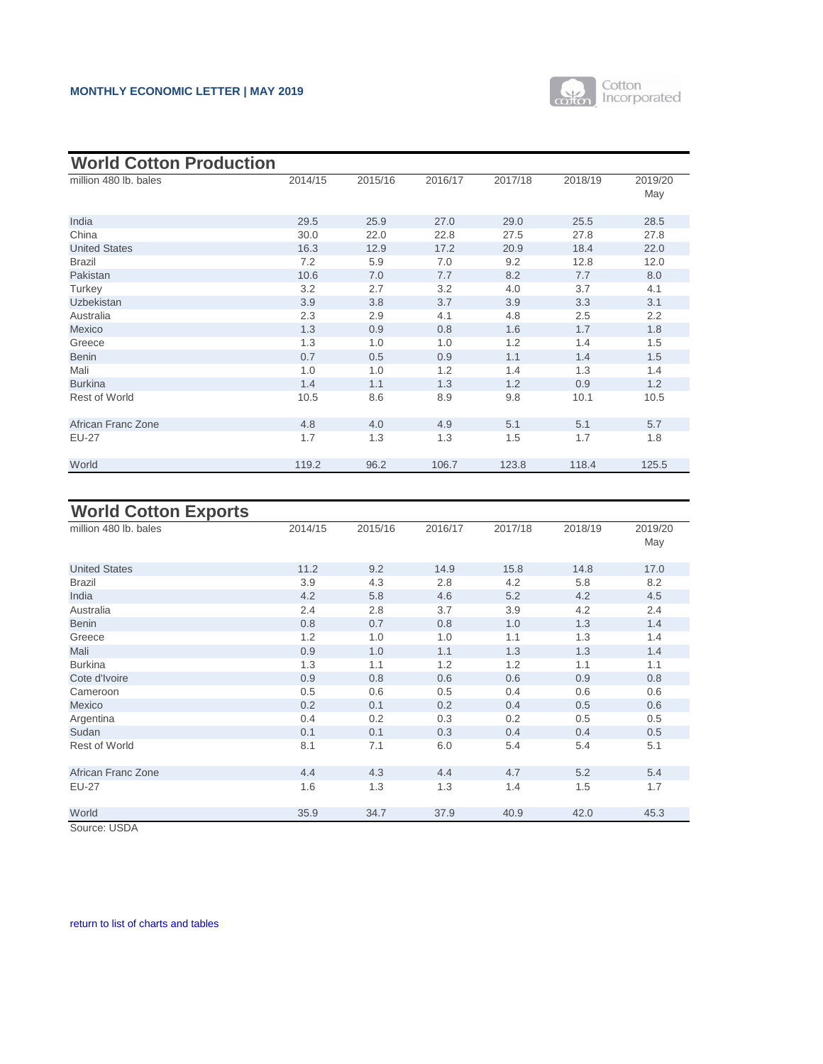## World Cotton Production

| million 480 lb. bales | 2014/15 | 2015/16 | 2016/17 | 2017/18 | 2018/19 | 2019/20 May |
|---|---|---|---|---|---|---|
| India | 29.5 | 25.9 | 27.0 | 29.0 | 25.5 | 28.5 |
| China | 30.0 | 22.0 | 22.8 | 27.5 | 27.8 | 27.8 |
| United States | 16.3 | 12.9 | 17.2 | 20.9 | 18.4 | 22.0 |
| Brazil | 7.2 | 5.9 | 7.0 | 9.2 | 12.8 | 12.0 |
| Pakistan | 10.6 | 7.0 | 7.7 | 8.2 | 7.7 | 8.0 |
| Turkey | 3.2 | 2.7 | 3.2 | 4.0 | 3.7 | 4.1 |
| Uzbekistan | 3.9 | 3.8 | 3.7 | 3.9 | 3.3 | 3.1 |
| Australia | 2.3 | 2.9 | 4.1 | 4.8 | 2.5 | 2.2 |
| Mexico | 1.3 | 0.9 | 0.8 | 1.6 | 1.7 | 1.8 |
| Greece | 1.3 | 1.0 | 1.0 | 1.2 | 1.4 | 1.5 |
| Benin | 0.7 | 0.5 | 0.9 | 1.1 | 1.4 | 1.5 |
| Mali | 1.0 | 1.0 | 1.2 | 1.4 | 1.3 | 1.4 |
| Burkina | 1.4 | 1.1 | 1.3 | 1.2 | 0.9 | 1.2 |
| Rest of World | 10.5 | 8.6 | 8.9 | 9.8 | 10.1 | 10.5 |
| African Franc Zone | 4.8 | 4.0 | 4.9 | 5.1 | 5.1 | 5.7 |
| EU-27 | 1.7 | 1.3 | 1.3 | 1.5 | 1.7 | 1.8 |
| World | 119.2 | 96.2 | 106.7 | 123.8 | 118.4 | 125.5 |

## World Cotton Exports

| million 480 lb. bales | 2014/15 | 2015/16 | 2016/17 | 2017/18 | 2018/19 | 2019/20 May |
|---|---|---|---|---|---|---|
| United States | 11.2 | 9.2 | 14.9 | 15.8 | 14.8 | 17.0 |
| Brazil | 3.9 | 4.3 | 2.8 | 4.2 | 5.8 | 8.2 |
| India | 4.2 | 5.8 | 4.6 | 5.2 | 4.2 | 4.5 |
| Australia | 2.4 | 2.8 | 3.7 | 3.9 | 4.2 | 2.4 |
| Benin | 0.8 | 0.7 | 0.8 | 1.0 | 1.3 | 1.4 |
| Greece | 1.2 | 1.0 | 1.0 | 1.1 | 1.3 | 1.4 |
| Mali | 0.9 | 1.0 | 1.1 | 1.3 | 1.3 | 1.4 |
| Burkina | 1.3 | 1.1 | 1.2 | 1.2 | 1.1 | 1.1 |
| Cote d'Ivoire | 0.9 | 0.8 | 0.6 | 0.6 | 0.9 | 0.8 |
| Cameroon | 0.5 | 0.6 | 0.5 | 0.4 | 0.6 | 0.6 |
| Mexico | 0.2 | 0.1 | 0.2 | 0.4 | 0.5 | 0.6 |
| Argentina | 0.4 | 0.2 | 0.3 | 0.2 | 0.5 | 0.5 |
| Sudan | 0.1 | 0.1 | 0.3 | 0.4 | 0.4 | 0.5 |
| Rest of World | 8.1 | 7.1 | 6.0 | 5.4 | 5.4 | 5.1 |
| African Franc Zone | 4.4 | 4.3 | 4.4 | 4.7 | 5.2 | 5.4 |
| EU-27 | 1.6 | 1.3 | 1.3 | 1.4 | 1.5 | 1.7 |
| World | 35.9 | 34.7 | 37.9 | 40.9 | 42.0 | 45.3 |

Source: USDA

return to list of charts and tables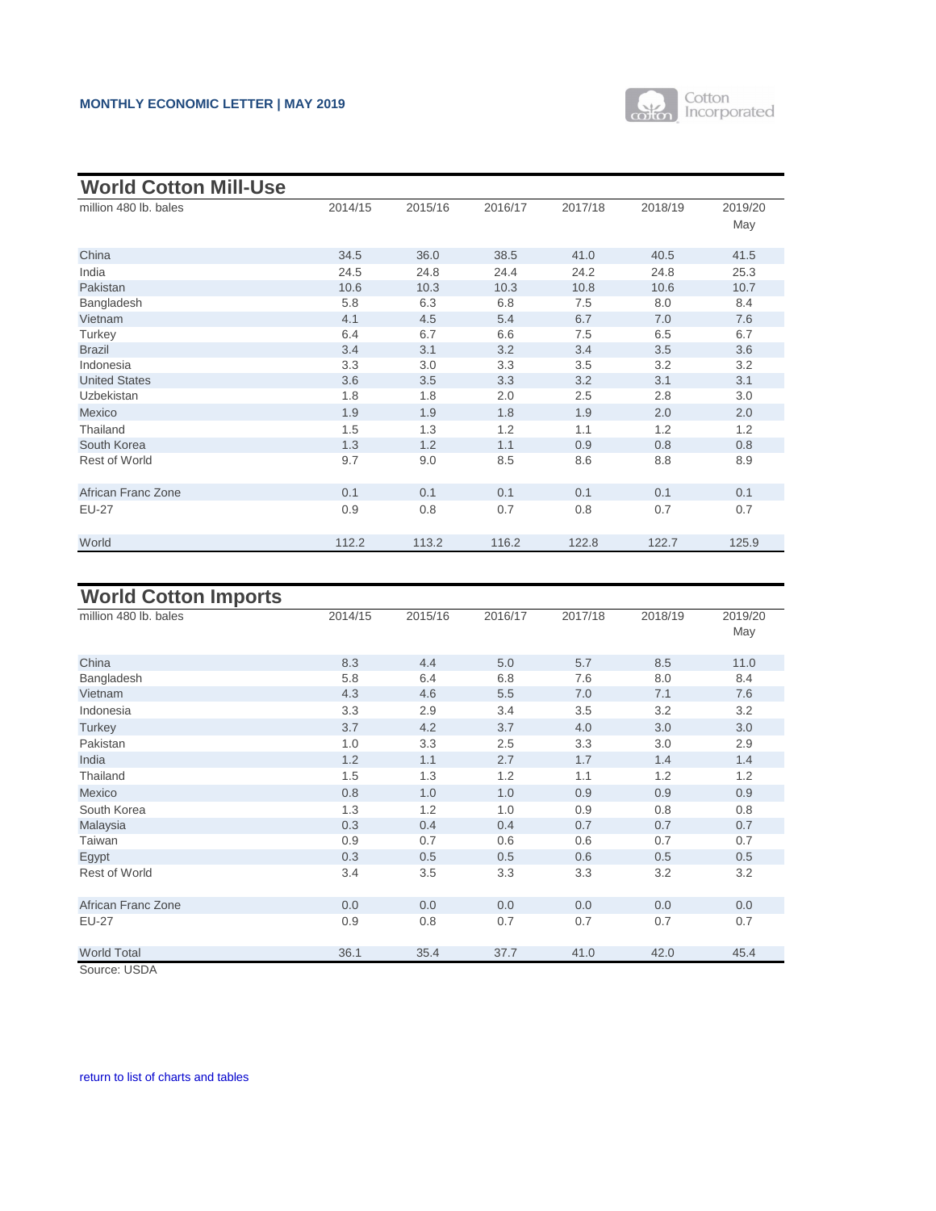## World Cotton Mill-Use

| million 480 lb. bales | 2014/15 | 2015/16 | 2016/17 | 2017/18 | 2018/19 | 2019/20 May |
|---|---|---|---|---|---|---|
| China | 34.5 | 36.0 | 38.5 | 41.0 | 40.5 | 41.5 |
| India | 24.5 | 24.8 | 24.4 | 24.2 | 24.8 | 25.3 |
| Pakistan | 10.6 | 10.3 | 10.3 | 10.8 | 10.6 | 10.7 |
| Bangladesh | 5.8 | 6.3 | 6.8 | 7.5 | 8.0 | 8.4 |
| Vietnam | 4.1 | 4.5 | 5.4 | 6.7 | 7.0 | 7.6 |
| Turkey | 6.4 | 6.7 | 6.6 | 7.5 | 6.5 | 6.7 |
| Brazil | 3.4 | 3.1 | 3.2 | 3.4 | 3.5 | 3.6 |
| Indonesia | 3.3 | 3.0 | 3.3 | 3.5 | 3.2 | 3.2 |
| United States | 3.6 | 3.5 | 3.3 | 3.2 | 3.1 | 3.1 |
| Uzbekistan | 1.8 | 1.8 | 2.0 | 2.5 | 2.8 | 3.0 |
| Mexico | 1.9 | 1.9 | 1.8 | 1.9 | 2.0 | 2.0 |
| Thailand | 1.5 | 1.3 | 1.2 | 1.1 | 1.2 | 1.2 |
| South Korea | 1.3 | 1.2 | 1.1 | 0.9 | 0.8 | 0.8 |
| Rest of World | 9.7 | 9.0 | 8.5 | 8.6 | 8.8 | 8.9 |
| African Franc Zone | 0.1 | 0.1 | 0.1 | 0.1 | 0.1 | 0.1 |
| EU-27 | 0.9 | 0.8 | 0.7 | 0.8 | 0.7 | 0.7 |
| World | 112.2 | 113.2 | 116.2 | 122.8 | 122.7 | 125.9 |

## World Cotton Imports

| million 480 lb. bales | 2014/15 | 2015/16 | 2016/17 | 2017/18 | 2018/19 | 2019/20 May |
|---|---|---|---|---|---|---|
| China | 8.3 | 4.4 | 5.0 | 5.7 | 8.5 | 11.0 |
| Bangladesh | 5.8 | 6.4 | 6.8 | 7.6 | 8.0 | 8.4 |
| Vietnam | 4.3 | 4.6 | 5.5 | 7.0 | 7.1 | 7.6 |
| Indonesia | 3.3 | 2.9 | 3.4 | 3.5 | 3.2 | 3.2 |
| Turkey | 3.7 | 4.2 | 3.7 | 4.0 | 3.0 | 3.0 |
| Pakistan | 1.0 | 3.3 | 2.5 | 3.3 | 3.0 | 2.9 |
| India | 1.2 | 1.1 | 2.7 | 1.7 | 1.4 | 1.4 |
| Thailand | 1.5 | 1.3 | 1.2 | 1.1 | 1.2 | 1.2 |
| Mexico | 0.8 | 1.0 | 1.0 | 0.9 | 0.9 | 0.9 |
| South Korea | 1.3 | 1.2 | 1.0 | 0.9 | 0.8 | 0.8 |
| Malaysia | 0.3 | 0.4 | 0.4 | 0.7 | 0.7 | 0.7 |
| Taiwan | 0.9 | 0.7 | 0.6 | 0.6 | 0.7 | 0.7 |
| Egypt | 0.3 | 0.5 | 0.5 | 0.6 | 0.5 | 0.5 |
| Rest of World | 3.4 | 3.5 | 3.3 | 3.3 | 3.2 | 3.2 |
| African Franc Zone | 0.0 | 0.0 | 0.0 | 0.0 | 0.0 | 0.0 |
| EU-27 | 0.9 | 0.8 | 0.7 | 0.7 | 0.7 | 0.7 |
| World Total | 36.1 | 35.4 | 37.7 | 41.0 | 42.0 | 45.4 |

Source: USDA

return to list of charts and tables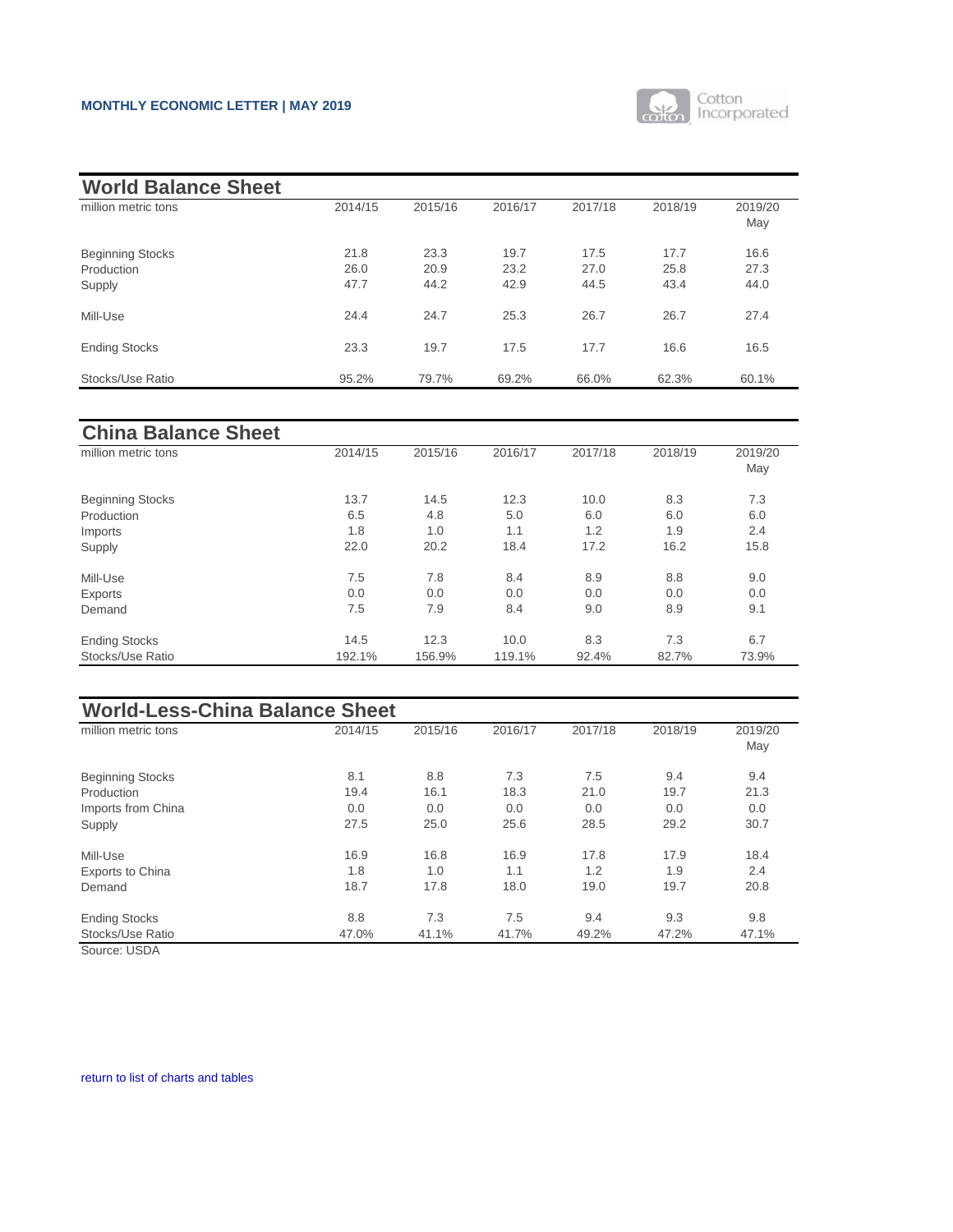## World Balance Sheet

| million metric tons | 2014/15 | 2015/16 | 2016/17 | 2017/18 | 2018/19 | 2019/20 May |
|---|---|---|---|---|---|---|
| Beginning Stocks | 21.8 | 23.3 | 19.7 | 17.5 | 17.7 | 16.6 |
| Production | 26.0 | 20.9 | 23.2 | 27.0 | 25.8 | 27.3 |
| Supply | 47.7 | 44.2 | 42.9 | 44.5 | 43.4 | 44.0 |
| Mill-Use | 24.4 | 24.7 | 25.3 | 26.7 | 26.7 | 27.4 |
| Ending Stocks | 23.3 | 19.7 | 17.5 | 17.7 | 16.6 | 16.5 |
| Stocks/Use Ratio | 95.2% | 79.7% | 69.2% | 66.0% | 62.3% | 60.1% |

## China Balance Sheet

| million metric tons | 2014/15 | 2015/16 | 2016/17 | 2017/18 | 2018/19 | 2019/20 May |
|---|---|---|---|---|---|---|
| Beginning Stocks | 13.7 | 14.5 | 12.3 | 10.0 | 8.3 | 7.3 |
| Production | 6.5 | 4.8 | 5.0 | 6.0 | 6.0 | 6.0 |
| Imports | 1.8 | 1.0 | 1.1 | 1.2 | 1.9 | 2.4 |
| Supply | 22.0 | 20.2 | 18.4 | 17.2 | 16.2 | 15.8 |
| Mill-Use | 7.5 | 7.8 | 8.4 | 8.9 | 8.8 | 9.0 |
| Exports | 0.0 | 0.0 | 0.0 | 0.0 | 0.0 | 0.0 |
| Demand | 7.5 | 7.9 | 8.4 | 9.0 | 8.9 | 9.1 |
| Ending Stocks | 14.5 | 12.3 | 10.0 | 8.3 | 7.3 | 6.7 |
| Stocks/Use Ratio | 192.1% | 156.9% | 119.1% | 92.4% | 82.7% | 73.9% |

## World-Less-China Balance Sheet

| million metric tons | 2014/15 | 2015/16 | 2016/17 | 2017/18 | 2018/19 | 2019/20 May |
|---|---|---|---|---|---|---|
| Beginning Stocks | 8.1 | 8.8 | 7.3 | 7.5 | 9.4 | 9.4 |
| Production | 19.4 | 16.1 | 18.3 | 21.0 | 19.7 | 21.3 |
| Imports from China | 0.0 | 0.0 | 0.0 | 0.0 | 0.0 | 0.0 |
| Supply | 27.5 | 25.0 | 25.6 | 28.5 | 29.2 | 30.7 |
| Mill-Use | 16.9 | 16.8 | 16.9 | 17.8 | 17.9 | 18.4 |
| Exports to China | 1.8 | 1.0 | 1.1 | 1.2 | 1.9 | 2.4 |
| Demand | 18.7 | 17.8 | 18.0 | 19.0 | 19.7 | 20.8 |
| Ending Stocks | 8.8 | 7.3 | 7.5 | 9.4 | 9.3 | 9.8 |
| Stocks/Use Ratio | 47.0% | 41.1% | 41.7% | 49.2% | 47.2% | 47.1% |

Source: USDA

return to list of charts and tables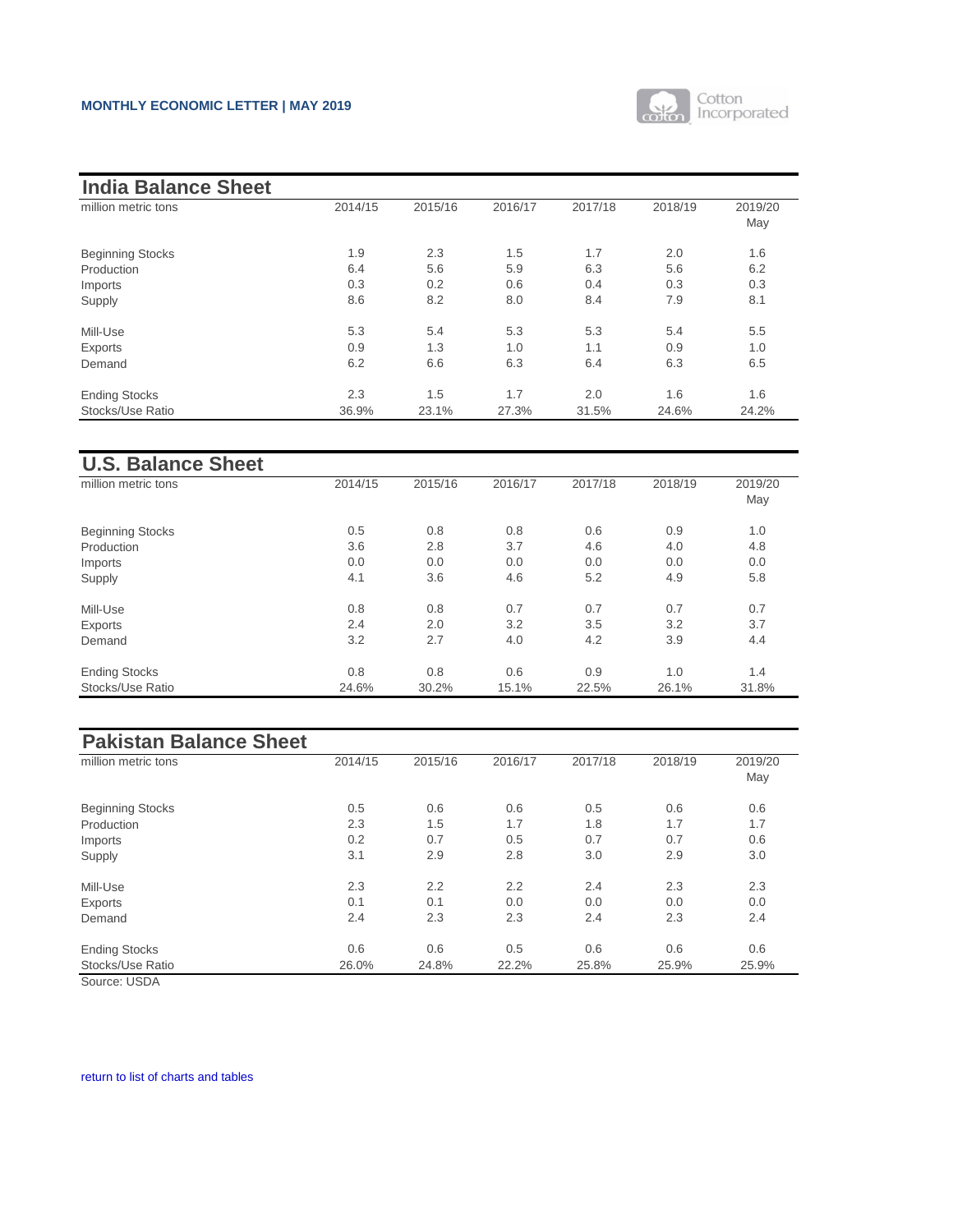## India Balance Sheet

| million metric tons | 2014/15 | 2015/16 | 2016/17 | 2017/18 | 2018/19 | 2019/20 May |
|---|---|---|---|---|---|---|
| Beginning Stocks | 1.9 | 2.3 | 1.5 | 1.7 | 2.0 | 1.6 |
| Production | 6.4 | 5.6 | 5.9 | 6.3 | 5.6 | 6.2 |
| Imports | 0.3 | 0.2 | 0.6 | 0.4 | 0.3 | 0.3 |
| Supply | 8.6 | 8.2 | 8.0 | 8.4 | 7.9 | 8.1 |
| Mill-Use | 5.3 | 5.4 | 5.3 | 5.3 | 5.4 | 5.5 |
| Exports | 0.9 | 1.3 | 1.0 | 1.1 | 0.9 | 1.0 |
| Demand | 6.2 | 6.6 | 6.3 | 6.4 | 6.3 | 6.5 |
| Ending Stocks | 2.3 | 1.5 | 1.7 | 2.0 | 1.6 | 1.6 |
| Stocks/Use Ratio | 36.9% | 23.1% | 27.3% | 31.5% | 24.6% | 24.2% |

## U.S. Balance Sheet

| million metric tons | 2014/15 | 2015/16 | 2016/17 | 2017/18 | 2018/19 | 2019/20 May |
|---|---|---|---|---|---|---|
| Beginning Stocks | 0.5 | 0.8 | 0.8 | 0.6 | 0.9 | 1.0 |
| Production | 3.6 | 2.8 | 3.7 | 4.6 | 4.0 | 4.8 |
| Imports | 0.0 | 0.0 | 0.0 | 0.0 | 0.0 | 0.0 |
| Supply | 4.1 | 3.6 | 4.6 | 5.2 | 4.9 | 5.8 |
| Mill-Use | 0.8 | 0.8 | 0.7 | 0.7 | 0.7 | 0.7 |
| Exports | 2.4 | 2.0 | 3.2 | 3.5 | 3.2 | 3.7 |
| Demand | 3.2 | 2.7 | 4.0 | 4.2 | 3.9 | 4.4 |
| Ending Stocks | 0.8 | 0.8 | 0.6 | 0.9 | 1.0 | 1.4 |
| Stocks/Use Ratio | 24.6% | 30.2% | 15.1% | 22.5% | 26.1% | 31.8% |

## Pakistan Balance Sheet

| million metric tons | 2014/15 | 2015/16 | 2016/17 | 2017/18 | 2018/19 | 2019/20 May |
|---|---|---|---|---|---|---|
| Beginning Stocks | 0.5 | 0.6 | 0.6 | 0.5 | 0.6 | 0.6 |
| Production | 2.3 | 1.5 | 1.7 | 1.8 | 1.7 | 1.7 |
| Imports | 0.2 | 0.7 | 0.5 | 0.7 | 0.7 | 0.6 |
| Supply | 3.1 | 2.9 | 2.8 | 3.0 | 2.9 | 3.0 |
| Mill-Use | 2.3 | 2.2 | 2.2 | 2.4 | 2.3 | 2.3 |
| Exports | 0.1 | 0.1 | 0.0 | 0.0 | 0.0 | 0.0 |
| Demand | 2.4 | 2.3 | 2.3 | 2.4 | 2.3 | 2.4 |
| Ending Stocks | 0.6 | 0.6 | 0.5 | 0.6 | 0.6 | 0.6 |
| Stocks/Use Ratio | 26.0% | 24.8% | 22.2% | 25.8% | 25.9% | 25.9% |

Source: USDA

return to list of charts and tables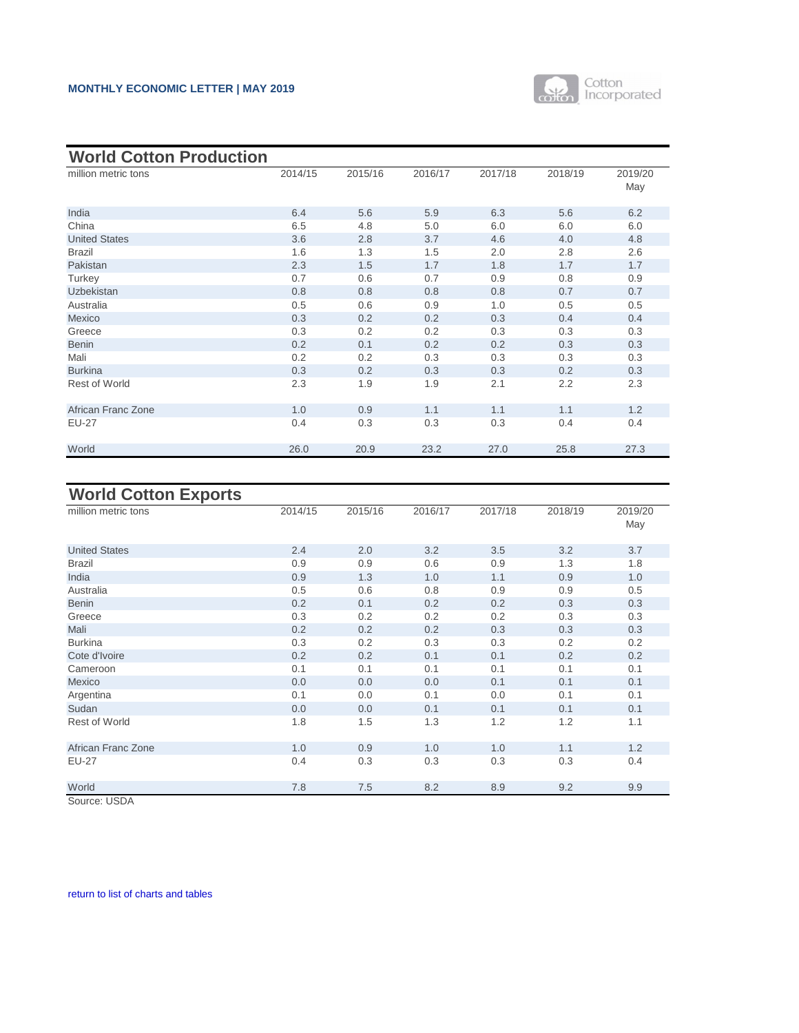## World Cotton Production

| million metric tons | 2014/15 | 2015/16 | 2016/17 | 2017/18 | 2018/19 | 2019/20 May |
|---|---|---|---|---|---|---|
| India | 6.4 | 5.6 | 5.9 | 6.3 | 5.6 | 6.2 |
| China | 6.5 | 4.8 | 5.0 | 6.0 | 6.0 | 6.0 |
| United States | 3.6 | 2.8 | 3.7 | 4.6 | 4.0 | 4.8 |
| Brazil | 1.6 | 1.3 | 1.5 | 2.0 | 2.8 | 2.6 |
| Pakistan | 2.3 | 1.5 | 1.7 | 1.8 | 1.7 | 1.7 |
| Turkey | 0.7 | 0.6 | 0.7 | 0.9 | 0.8 | 0.9 |
| Uzbekistan | 0.8 | 0.8 | 0.8 | 0.8 | 0.7 | 0.7 |
| Australia | 0.5 | 0.6 | 0.9 | 1.0 | 0.5 | 0.5 |
| Mexico | 0.3 | 0.2 | 0.2 | 0.3 | 0.4 | 0.4 |
| Greece | 0.3 | 0.2 | 0.2 | 0.3 | 0.3 | 0.3 |
| Benin | 0.2 | 0.1 | 0.2 | 0.2 | 0.3 | 0.3 |
| Mali | 0.2 | 0.2 | 0.3 | 0.3 | 0.3 | 0.3 |
| Burkina | 0.3 | 0.2 | 0.3 | 0.3 | 0.2 | 0.3 |
| Rest of World | 2.3 | 1.9 | 1.9 | 2.1 | 2.2 | 2.3 |
| | | | | | | |
| African Franc Zone | 1.0 | 0.9 | 1.1 | 1.1 | 1.1 | 1.2 |
| EU-27 | 0.4 | 0.3 | 0.3 | 0.3 | 0.4 | 0.4 |
| | | | | | | |
| World | 26.0 | 20.9 | 23.2 | 27.0 | 25.8 | 27.3 |

## World Cotton Exports

| million metric tons | 2014/15 | 2015/16 | 2016/17 | 2017/18 | 2018/19 | 2019/20 May |
|---|---|---|---|---|---|---|
| United States | 2.4 | 2.0 | 3.2 | 3.5 | 3.2 | 3.7 |
| Brazil | 0.9 | 0.9 | 0.6 | 0.9 | 1.3 | 1.8 |
| India | 0.9 | 1.3 | 1.0 | 1.1 | 0.9 | 1.0 |
| Australia | 0.5 | 0.6 | 0.8 | 0.9 | 0.9 | 0.5 |
| Benin | 0.2 | 0.1 | 0.2 | 0.2 | 0.3 | 0.3 |
| Greece | 0.3 | 0.2 | 0.2 | 0.2 | 0.3 | 0.3 |
| Mali | 0.2 | 0.2 | 0.2 | 0.3 | 0.3 | 0.3 |
| Burkina | 0.3 | 0.2 | 0.3 | 0.3 | 0.2 | 0.2 |
| Cote d'Ivoire | 0.2 | 0.2 | 0.1 | 0.1 | 0.2 | 0.2 |
| Cameroon | 0.1 | 0.1 | 0.1 | 0.1 | 0.1 | 0.1 |
| Mexico | 0.0 | 0.0 | 0.0 | 0.1 | 0.1 | 0.1 |
| Argentina | 0.1 | 0.0 | 0.1 | 0.0 | 0.1 | 0.1 |
| Sudan | 0.0 | 0.0 | 0.1 | 0.1 | 0.1 | 0.1 |
| Rest of World | 1.8 | 1.5 | 1.3 | 1.2 | 1.2 | 1.1 |
| | | | | | | |
| African Franc Zone | 1.0 | 0.9 | 1.0 | 1.0 | 1.1 | 1.2 |
| EU-27 | 0.4 | 0.3 | 0.3 | 0.3 | 0.3 | 0.4 |
| | | | | | | |
| World | 7.8 | 7.5 | 8.2 | 8.9 | 9.2 | 9.9 |

Source: USDA

return to list of charts and tables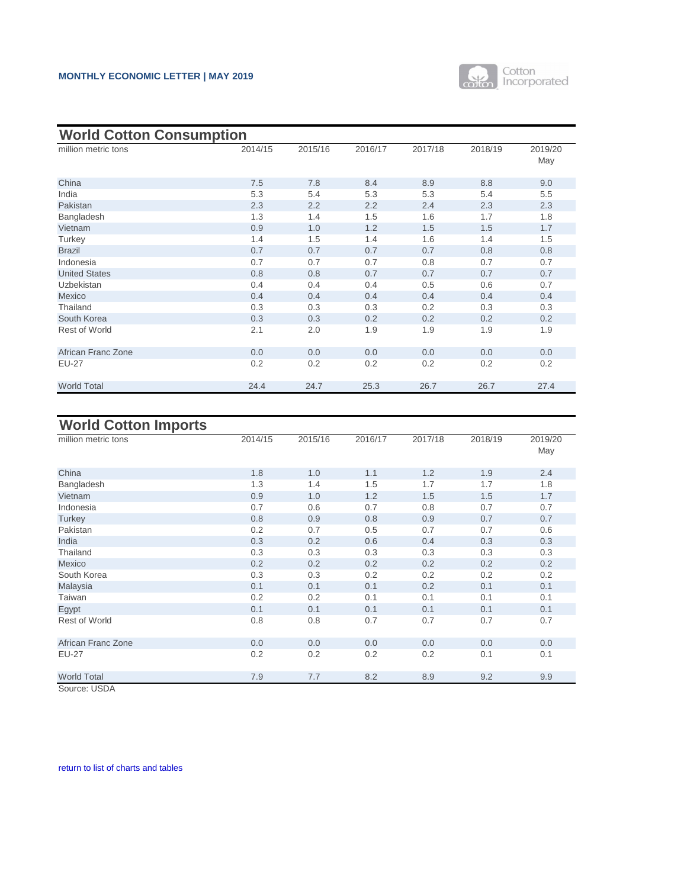## World Cotton Consumption

| million metric tons | 2014/15 | 2015/16 | 2016/17 | 2017/18 | 2018/19 | 2019/20 May |
|---|---|---|---|---|---|---|
| China | 7.5 | 7.8 | 8.4 | 8.9 | 8.8 | 9.0 |
| India | 5.3 | 5.4 | 5.3 | 5.3 | 5.4 | 5.5 |
| Pakistan | 2.3 | 2.2 | 2.2 | 2.4 | 2.3 | 2.3 |
| Bangladesh | 1.3 | 1.4 | 1.5 | 1.6 | 1.7 | 1.8 |
| Vietnam | 0.9 | 1.0 | 1.2 | 1.5 | 1.5 | 1.7 |
| Turkey | 1.4 | 1.5 | 1.4 | 1.6 | 1.4 | 1.5 |
| Brazil | 0.7 | 0.7 | 0.7 | 0.7 | 0.8 | 0.8 |
| Indonesia | 0.7 | 0.7 | 0.7 | 0.8 | 0.7 | 0.7 |
| United States | 0.8 | 0.8 | 0.7 | 0.7 | 0.7 | 0.7 |
| Uzbekistan | 0.4 | 0.4 | 0.4 | 0.5 | 0.6 | 0.7 |
| Mexico | 0.4 | 0.4 | 0.4 | 0.4 | 0.4 | 0.4 |
| Thailand | 0.3 | 0.3 | 0.3 | 0.2 | 0.3 | 0.3 |
| South Korea | 0.3 | 0.3 | 0.2 | 0.2 | 0.2 | 0.2 |
| Rest of World | 2.1 | 2.0 | 1.9 | 1.9 | 1.9 | 1.9 |
| African Franc Zone | 0.0 | 0.0 | 0.0 | 0.0 | 0.0 | 0.0 |
| EU-27 | 0.2 | 0.2 | 0.2 | 0.2 | 0.2 | 0.2 |
| World Total | 24.4 | 24.7 | 25.3 | 26.7 | 26.7 | 27.4 |

## World Cotton Imports

| million metric tons | 2014/15 | 2015/16 | 2016/17 | 2017/18 | 2018/19 | 2019/20 May |
|---|---|---|---|---|---|---|
| China | 1.8 | 1.0 | 1.1 | 1.2 | 1.9 | 2.4 |
| Bangladesh | 1.3 | 1.4 | 1.5 | 1.7 | 1.7 | 1.8 |
| Vietnam | 0.9 | 1.0 | 1.2 | 1.5 | 1.5 | 1.7 |
| Indonesia | 0.7 | 0.6 | 0.7 | 0.8 | 0.7 | 0.7 |
| Turkey | 0.8 | 0.9 | 0.8 | 0.9 | 0.7 | 0.7 |
| Pakistan | 0.2 | 0.7 | 0.5 | 0.7 | 0.7 | 0.6 |
| India | 0.3 | 0.2 | 0.6 | 0.4 | 0.3 | 0.3 |
| Thailand | 0.3 | 0.3 | 0.3 | 0.3 | 0.3 | 0.3 |
| Mexico | 0.2 | 0.2 | 0.2 | 0.2 | 0.2 | 0.2 |
| South Korea | 0.3 | 0.3 | 0.2 | 0.2 | 0.2 | 0.2 |
| Malaysia | 0.1 | 0.1 | 0.1 | 0.2 | 0.1 | 0.1 |
| Taiwan | 0.2 | 0.2 | 0.1 | 0.1 | 0.1 | 0.1 |
| Egypt | 0.1 | 0.1 | 0.1 | 0.1 | 0.1 | 0.1 |
| Rest of World | 0.8 | 0.8 | 0.7 | 0.7 | 0.7 | 0.7 |
| African Franc Zone | 0.0 | 0.0 | 0.0 | 0.0 | 0.0 | 0.0 |
| EU-27 | 0.2 | 0.2 | 0.2 | 0.2 | 0.1 | 0.1 |
| World Total | 7.9 | 7.7 | 8.2 | 8.9 | 9.2 | 9.9 |

Source: USDA

return to list of charts and tables